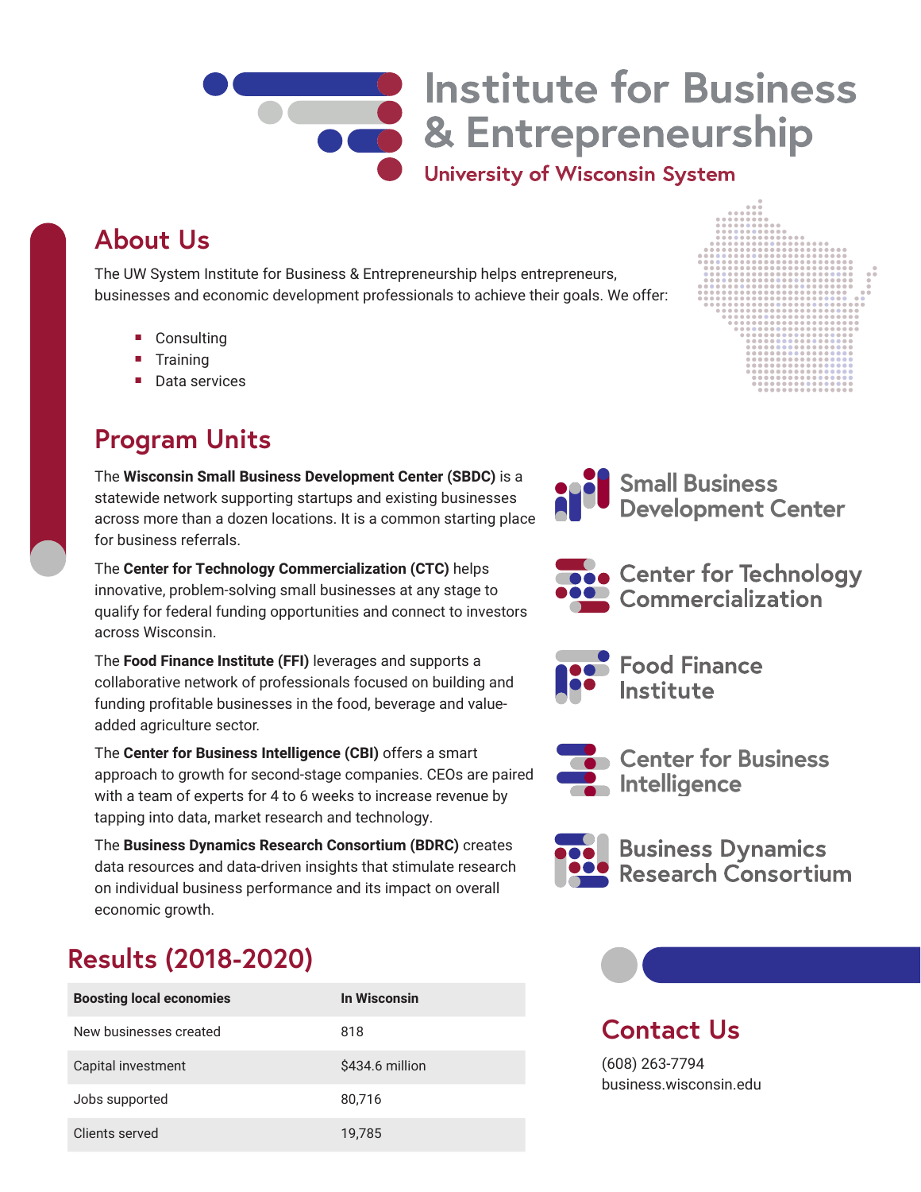# Institute for Business & Entrepreneurship

**University of Wisconsin System**

## About Us

The UW System Institute for Business & Entrepreneurship helps entrepreneurs, businesses and economic development professionals to achieve their goals. We offer:

- Consulting
- Training
- Data services

## Program Units

The **Wisconsin Small Business Development Center (SBDC)** is a statewide network supporting startups and existing businesses across more than a dozen locations. It is a common starting place for business referrals.

The **Center for Technology Commercialization (CTC)** helps innovative, problem-solving small businesses at any stage to qualify for federal funding opportunities and connect to investors across Wisconsin.

The **Food Finance Institute (FFI)** leverages and supports a collaborative network of professionals focused on building and funding profitable businesses in the food, beverage and value-added agriculture sector.

The **Center for Business Intelligence (CBI)** offers a smart approach to growth for second-stage companies. CEOs are paired with a team of experts for 4 to 6 weeks to increase revenue by tapping into data, market research and technology.

The **Business Dynamics Research Consortium (BDRC)** creates data resources and data-driven insights that stimulate research on individual business performance and its impact on overall economic growth.

Small Business Development Center

Center for Technology Commercialization

Food Finance Institute

Center for Business Intelligence

Business Dynamics Research Consortium

## Results (2018-2020)

| Boosting local economies | In Wisconsin |
|---|---|
| New businesses created | 818 |
| Capital investment | $434.6 million |
| Jobs supported | 80,716 |
| Clients served | 19,785 |

## Contact Us

(608) 263-7794
business.wisconsin.edu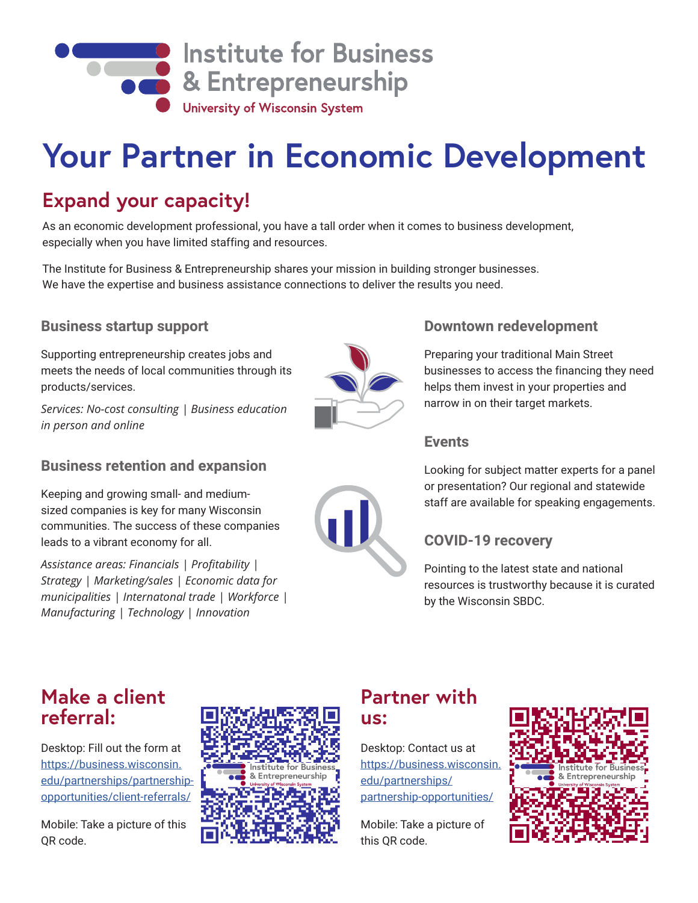Institute for Business & Entrepreneurship

University of Wisconsin System

# Your Partner in Economic Development

## Expand your capacity!

As an economic development professional, you have a tall order when it comes to business development, especially when you have limited staffing and resources.

The Institute for Business & Entrepreneurship shares your mission in building stronger businesses. We have the expertise and business assistance connections to deliver the results you need.

### Business startup support

Supporting entrepreneurship creates jobs and meets the needs of local communities through its products/services.

*Services: No-cost consulting | Business education in person and online*

### Business retention and expansion

Keeping and growing small- and medium-sized companies is key for many Wisconsin communities. The success of these companies leads to a vibrant economy for all.

*Assistance areas: Financials | Profitability | Strategy | Marketing/sales | Economic data for municipalities | Internatonal trade | Workforce | Manufacturing | Technology | Innovation*

### Downtown redevelopment

Preparing your traditional Main Street businesses to access the financing they need helps them invest in your properties and narrow in on their target markets.

### Events

Looking for subject matter experts for a panel or presentation? Our regional and statewide staff are available for speaking engagements.

### COVID-19 recovery

Pointing to the latest state and national resources is trustworthy because it is curated by the Wisconsin SBDC.

## Make a client referral:

Desktop: Fill out the form at https://business.wisconsin.edu/partnerships/partnership-opportunities/client-referrals/

Mobile: Take a picture of this QR code.

## Partner with us:

Desktop: Contact us at https://business.wisconsin.edu/partnerships/partnership-opportunities/

Mobile: Take a picture of this QR code.